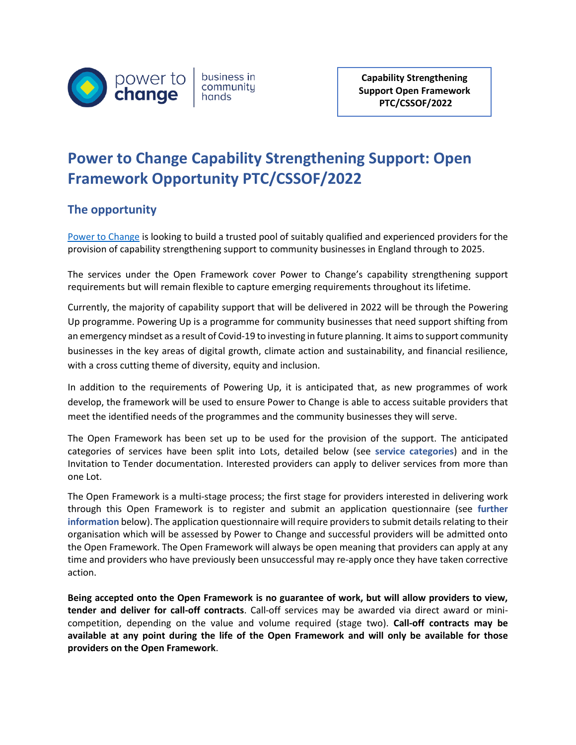power to change | business in community hands

**Capability Strengthening Support Open Framework PTC/CSSOF/2022**

# Power to Change Capability Strengthening Support: Open Framework Opportunity PTC/CSSOF/2022

## The opportunity

Power to Change is looking to build a trusted pool of suitably qualified and experienced providers for the provision of capability strengthening support to community businesses in England through to 2025.

The services under the Open Framework cover Power to Change's capability strengthening support requirements but will remain flexible to capture emerging requirements throughout its lifetime.

Currently, the majority of capability support that will be delivered in 2022 will be through the Powering Up programme. Powering Up is a programme for community businesses that need support shifting from an emergency mindset as a result of Covid-19 to investing in future planning. It aims to support community businesses in the key areas of digital growth, climate action and sustainability, and financial resilience, with a cross cutting theme of diversity, equity and inclusion.

In addition to the requirements of Powering Up, it is anticipated that, as new programmes of work develop, the framework will be used to ensure Power to Change is able to access suitable providers that meet the identified needs of the programmes and the community businesses they will serve.

The Open Framework has been set up to be used for the provision of the support. The anticipated categories of services have been split into Lots, detailed below (see **service categories**) and in the Invitation to Tender documentation. Interested providers can apply to deliver services from more than one Lot.

The Open Framework is a multi-stage process; the first stage for providers interested in delivering work through this Open Framework is to register and submit an application questionnaire (see **further information** below). The application questionnaire will require providers to submit details relating to their organisation which will be assessed by Power to Change and successful providers will be admitted onto the Open Framework. The Open Framework will always be open meaning that providers can apply at any time and providers who have previously been unsuccessful may re-apply once they have taken corrective action.

**Being accepted onto the Open Framework is no guarantee of work, but will allow providers to view, tender and deliver for call-off contracts**. Call-off services may be awarded via direct award or mini-competition, depending on the value and volume required (stage two). **Call-off contracts may be available at any point during the life of the Open Framework and will only be available for those providers on the Open Framework**.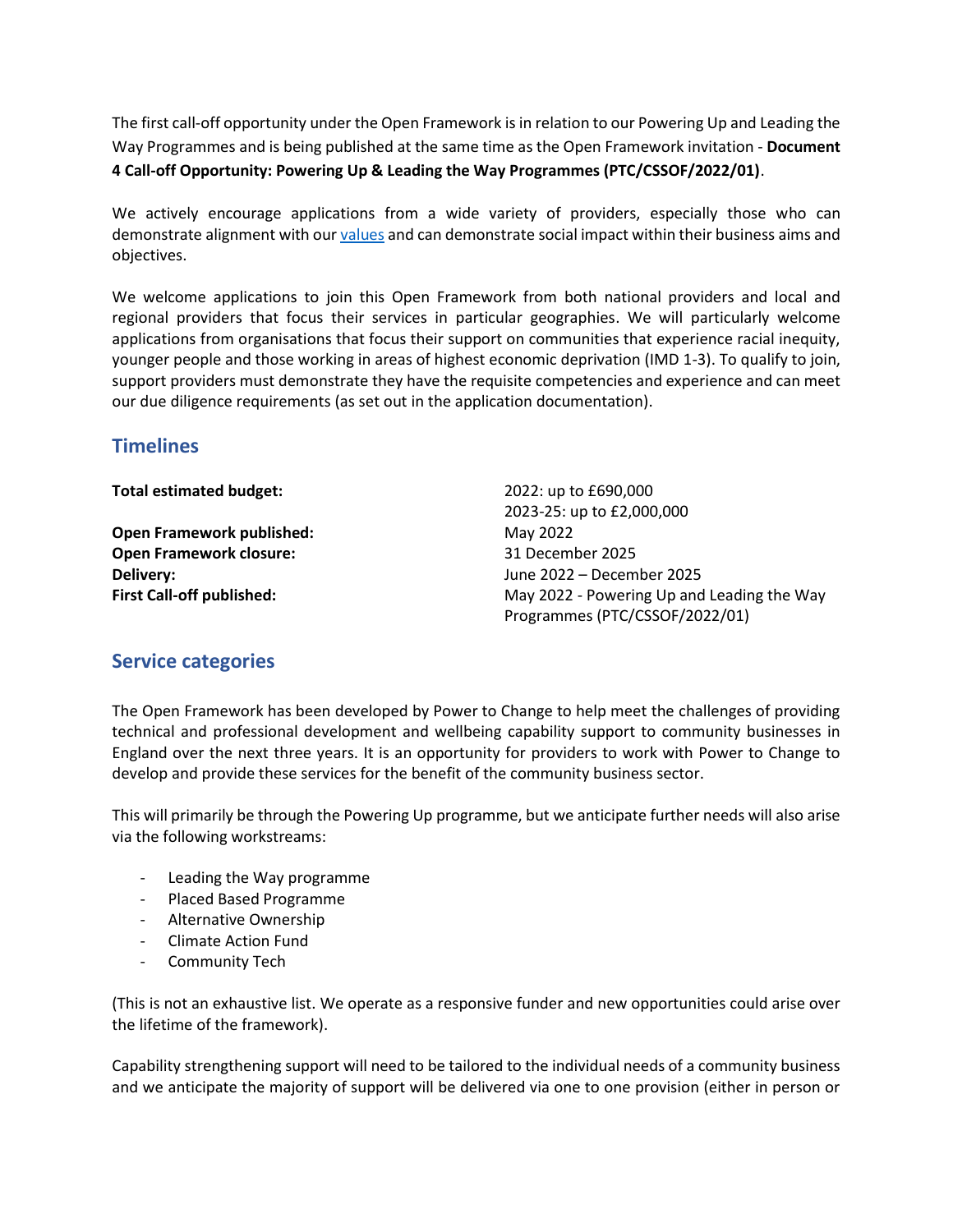The first call-off opportunity under the Open Framework is in relation to our Powering Up and Leading the Way Programmes and is being published at the same time as the Open Framework invitation - **Document 4 Call-off Opportunity: Powering Up & Leading the Way Programmes (PTC/CSSOF/2022/01)**.

We actively encourage applications from a wide variety of providers, especially those who can demonstrate alignment with our [values](values) and can demonstrate social impact within their business aims and objectives.

We welcome applications to join this Open Framework from both national providers and local and regional providers that focus their services in particular geographies. We will particularly welcome applications from organisations that focus their support on communities that experience racial inequity, younger people and those working in areas of highest economic deprivation (IMD 1-3). To qualify to join, support providers must demonstrate they have the requisite competencies and experience and can meet our due diligence requirements (as set out in the application documentation).

## Timelines

| | |
|---|---|
| **Total estimated budget:** | 2022: up to £690,000<br>2023-25: up to £2,000,000 |
| **Open Framework published:** | May 2022 |
| **Open Framework closure:** | 31 December 2025 |
| **Delivery:** | June 2022 – December 2025 |
| **First Call-off published:** | May 2022 - Powering Up and Leading the Way Programmes (PTC/CSSOF/2022/01) |

## Service categories

The Open Framework has been developed by Power to Change to help meet the challenges of providing technical and professional development and wellbeing capability support to community businesses in England over the next three years. It is an opportunity for providers to work with Power to Change to develop and provide these services for the benefit of the community business sector.

This will primarily be through the Powering Up programme, but we anticipate further needs will also arise via the following workstreams:

- Leading the Way programme
- Placed Based Programme
- Alternative Ownership
- Climate Action Fund
- Community Tech

(This is not an exhaustive list. We operate as a responsive funder and new opportunities could arise over the lifetime of the framework).

Capability strengthening support will need to be tailored to the individual needs of a community business and we anticipate the majority of support will be delivered via one to one provision (either in person or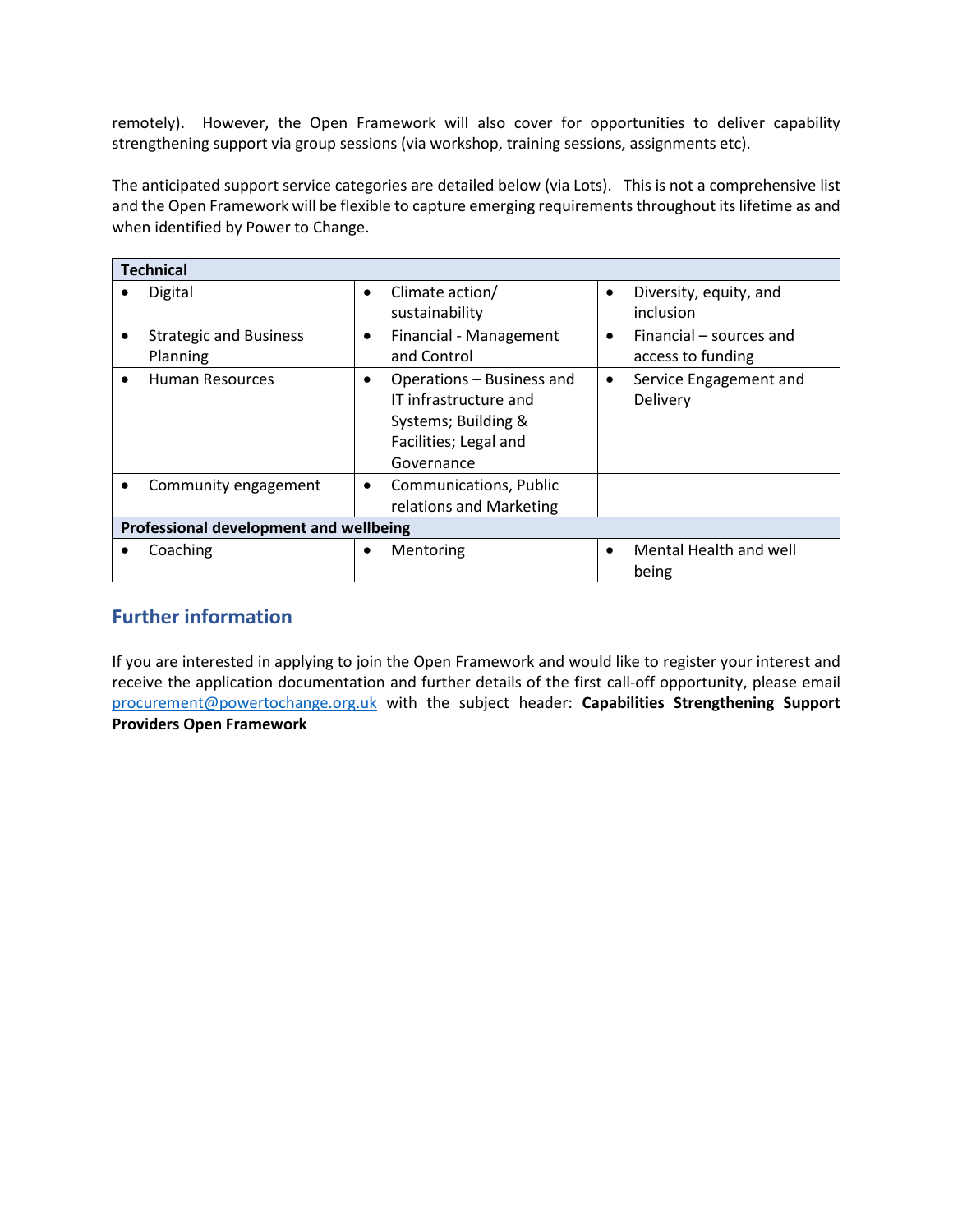remotely). However, the Open Framework will also cover for opportunities to deliver capability strengthening support via group sessions (via workshop, training sessions, assignments etc).

The anticipated support service categories are detailed below (via Lots). This is not a comprehensive list and the Open Framework will be flexible to capture emerging requirements throughout its lifetime as and when identified by Power to Change.

| | | |
|---|---|---|
| **Technical** | | |
| • Digital | • Climate action/ sustainability | • Diversity, equity, and inclusion |
| • Strategic and Business Planning | • Financial - Management and Control | • Financial – sources and access to funding |
| • Human Resources | • Operations – Business and IT infrastructure and Systems; Building & Facilities; Legal and Governance | • Service Engagement and Delivery |
| • Community engagement | • Communications, Public relations and Marketing | |
| **Professional development and wellbeing** | | |
| • Coaching | • Mentoring | • Mental Health and well being |

## Further information

If you are interested in applying to join the Open Framework and would like to register your interest and receive the application documentation and further details of the first call-off opportunity, please email procurement@powertochange.org.uk with the subject header: **Capabilities Strengthening Support Providers Open Framework**